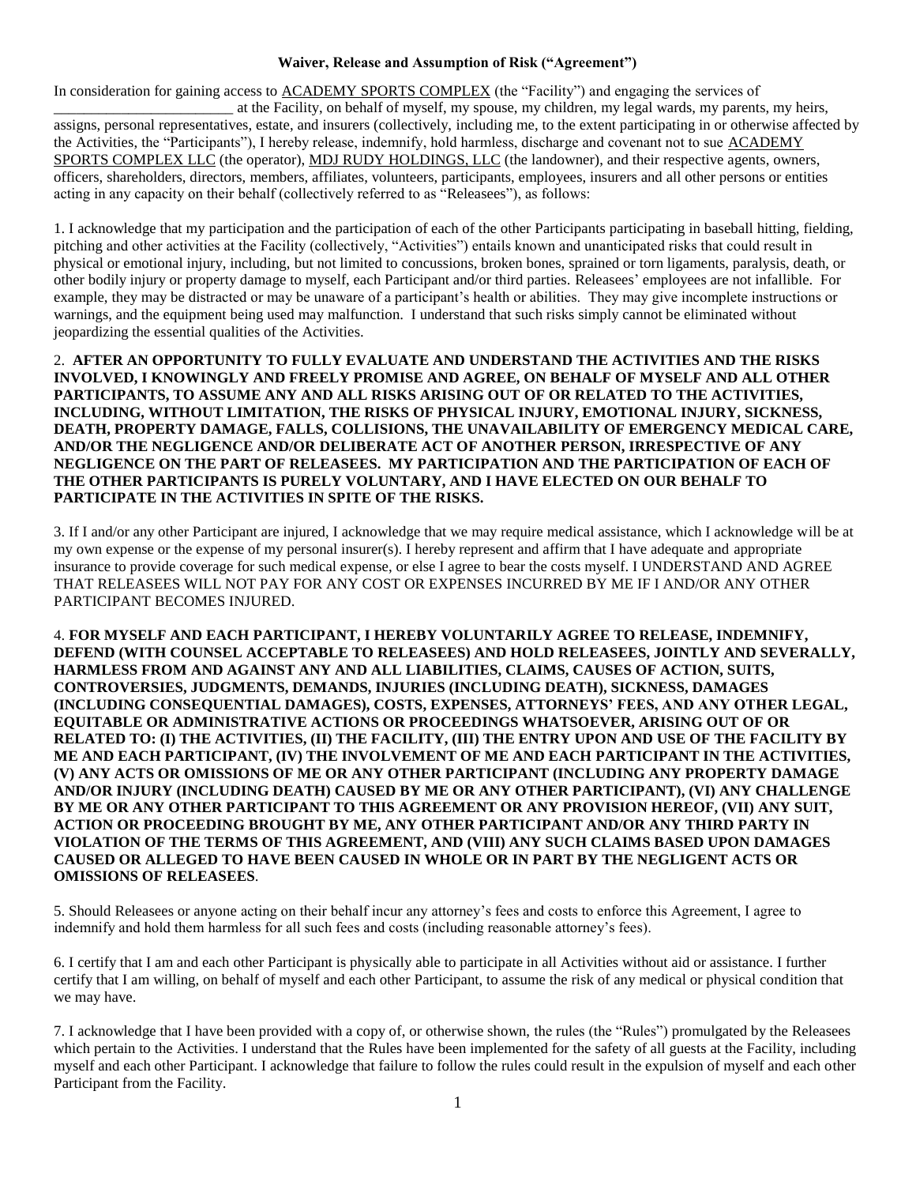**Waiver, Release and Assumption of Risk ("Agreement")**

In consideration for gaining access to ACADEMY SPORTS COMPLEX (the "Facility") and engaging the services of ________________________ at the Facility, on behalf of myself, my spouse, my children, my legal wards, my parents, my heirs, assigns, personal representatives, estate, and insurers (collectively, including me, to the extent participating in or otherwise affected by the Activities, the "Participants"), I hereby release, indemnify, hold harmless, discharge and covenant not to sue ACADEMY SPORTS COMPLEX LLC (the operator), MDJ RUDY HOLDINGS, LLC (the landowner), and their respective agents, owners, officers, shareholders, directors, members, affiliates, volunteers, participants, employees, insurers and all other persons or entities acting in any capacity on their behalf (collectively referred to as "Releasees"), as follows:

1. I acknowledge that my participation and the participation of each of the other Participants participating in baseball hitting, fielding, pitching and other activities at the Facility (collectively, "Activities") entails known and unanticipated risks that could result in physical or emotional injury, including, but not limited to concussions, broken bones, sprained or torn ligaments, paralysis, death, or other bodily injury or property damage to myself, each Participant and/or third parties. Releasees' employees are not infallible. For example, they may be distracted or may be unaware of a participant's health or abilities. They may give incomplete instructions or warnings, and the equipment being used may malfunction. I understand that such risks simply cannot be eliminated without jeopardizing the essential qualities of the Activities.

2. **AFTER AN OPPORTUNITY TO FULLY EVALUATE AND UNDERSTAND THE ACTIVITIES AND THE RISKS INVOLVED, I KNOWINGLY AND FREELY PROMISE AND AGREE, ON BEHALF OF MYSELF AND ALL OTHER PARTICIPANTS, TO ASSUME ANY AND ALL RISKS ARISING OUT OF OR RELATED TO THE ACTIVITIES, INCLUDING, WITHOUT LIMITATION, THE RISKS OF PHYSICAL INJURY, EMOTIONAL INJURY, SICKNESS, DEATH, PROPERTY DAMAGE, FALLS, COLLISIONS, THE UNAVAILABILITY OF EMERGENCY MEDICAL CARE, AND/OR THE NEGLIGENCE AND/OR DELIBERATE ACT OF ANOTHER PERSON, IRRESPECTIVE OF ANY NEGLIGENCE ON THE PART OF RELEASEES. MY PARTICIPATION AND THE PARTICIPATION OF EACH OF THE OTHER PARTICIPANTS IS PURELY VOLUNTARY, AND I HAVE ELECTED ON OUR BEHALF TO PARTICIPATE IN THE ACTIVITIES IN SPITE OF THE RISKS.**

3. If I and/or any other Participant are injured, I acknowledge that we may require medical assistance, which I acknowledge will be at my own expense or the expense of my personal insurer(s). I hereby represent and affirm that I have adequate and appropriate insurance to provide coverage for such medical expense, or else I agree to bear the costs myself. I UNDERSTAND AND AGREE THAT RELEASEES WILL NOT PAY FOR ANY COST OR EXPENSES INCURRED BY ME IF I AND/OR ANY OTHER PARTICIPANT BECOMES INJURED.

4. **FOR MYSELF AND EACH PARTICIPANT, I HEREBY VOLUNTARILY AGREE TO RELEASE, INDEMNIFY, DEFEND (WITH COUNSEL ACCEPTABLE TO RELEASEES) AND HOLD RELEASEES, JOINTLY AND SEVERALLY, HARMLESS FROM AND AGAINST ANY AND ALL LIABILITIES, CLAIMS, CAUSES OF ACTION, SUITS, CONTROVERSIES, JUDGMENTS, DEMANDS, INJURIES (INCLUDING DEATH), SICKNESS, DAMAGES (INCLUDING CONSEQUENTIAL DAMAGES), COSTS, EXPENSES, ATTORNEYS' FEES, AND ANY OTHER LEGAL, EQUITABLE OR ADMINISTRATIVE ACTIONS OR PROCEEDINGS WHATSOEVER, ARISING OUT OF OR RELATED TO: (I) THE ACTIVITIES, (II) THE FACILITY, (III) THE ENTRY UPON AND USE OF THE FACILITY BY ME AND EACH PARTICIPANT, (IV) THE INVOLVEMENT OF ME AND EACH PARTICIPANT IN THE ACTIVITIES, (V) ANY ACTS OR OMISSIONS OF ME OR ANY OTHER PARTICIPANT (INCLUDING ANY PROPERTY DAMAGE AND/OR INJURY (INCLUDING DEATH) CAUSED BY ME OR ANY OTHER PARTICIPANT), (VI) ANY CHALLENGE BY ME OR ANY OTHER PARTICIPANT TO THIS AGREEMENT OR ANY PROVISION HEREOF, (VII) ANY SUIT, ACTION OR PROCEEDING BROUGHT BY ME, ANY OTHER PARTICIPANT AND/OR ANY THIRD PARTY IN VIOLATION OF THE TERMS OF THIS AGREEMENT, AND (VIII) ANY SUCH CLAIMS BASED UPON DAMAGES CAUSED OR ALLEGED TO HAVE BEEN CAUSED IN WHOLE OR IN PART BY THE NEGLIGENT ACTS OR OMISSIONS OF RELEASEES**.

5. Should Releasees or anyone acting on their behalf incur any attorney's fees and costs to enforce this Agreement, I agree to indemnify and hold them harmless for all such fees and costs (including reasonable attorney's fees).

6. I certify that I am and each other Participant is physically able to participate in all Activities without aid or assistance. I further certify that I am willing, on behalf of myself and each other Participant, to assume the risk of any medical or physical condition that we may have.

7. I acknowledge that I have been provided with a copy of, or otherwise shown, the rules (the "Rules") promulgated by the Releasees which pertain to the Activities. I understand that the Rules have been implemented for the safety of all guests at the Facility, including myself and each other Participant. I acknowledge that failure to follow the rules could result in the expulsion of myself and each other Participant from the Facility.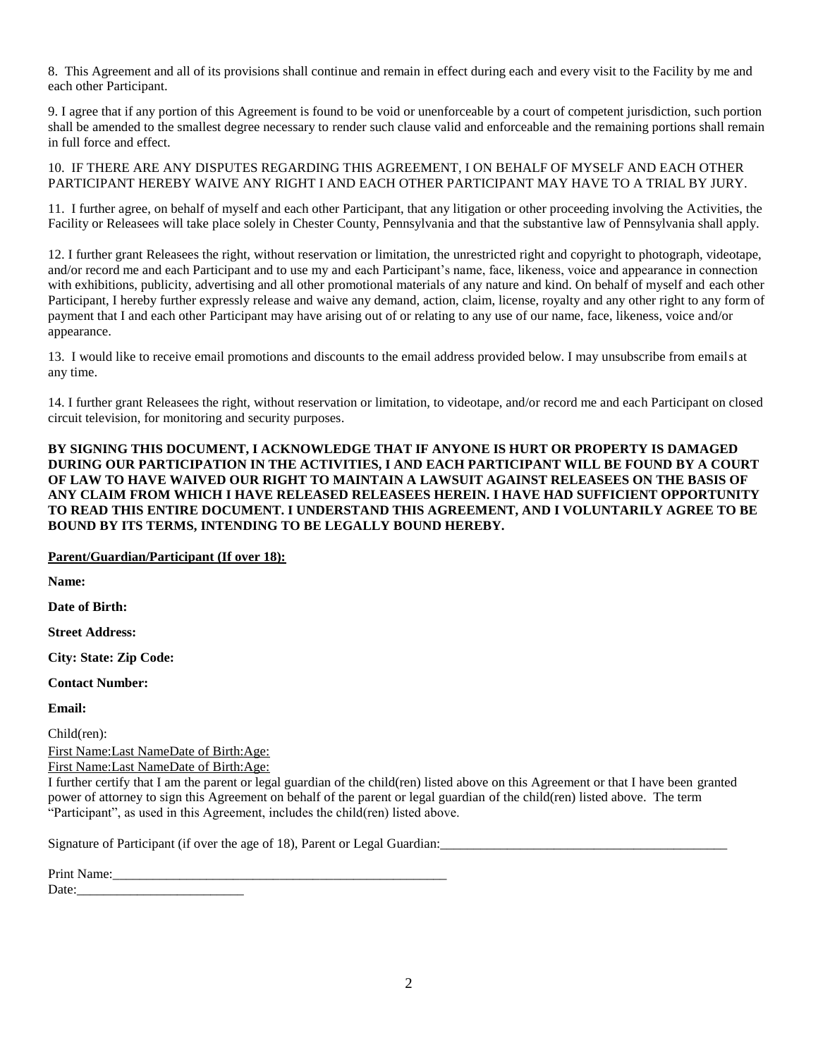8. This Agreement and all of its provisions shall continue and remain in effect during each and every visit to the Facility by me and each other Participant.

9. I agree that if any portion of this Agreement is found to be void or unenforceable by a court of competent jurisdiction, such portion shall be amended to the smallest degree necessary to render such clause valid and enforceable and the remaining portions shall remain in full force and effect.

10. IF THERE ARE ANY DISPUTES REGARDING THIS AGREEMENT, I ON BEHALF OF MYSELF AND EACH OTHER PARTICIPANT HEREBY WAIVE ANY RIGHT I AND EACH OTHER PARTICIPANT MAY HAVE TO A TRIAL BY JURY.

11. I further agree, on behalf of myself and each other Participant, that any litigation or other proceeding involving the Activities, the Facility or Releasees will take place solely in Chester County, Pennsylvania and that the substantive law of Pennsylvania shall apply.

12. I further grant Releasees the right, without reservation or limitation, the unrestricted right and copyright to photograph, videotape, and/or record me and each Participant and to use my and each Participant's name, face, likeness, voice and appearance in connection with exhibitions, publicity, advertising and all other promotional materials of any nature and kind. On behalf of myself and each other Participant, I hereby further expressly release and waive any demand, action, claim, license, royalty and any other right to any form of payment that I and each other Participant may have arising out of or relating to any use of our name, face, likeness, voice and/or appearance.

13. I would like to receive email promotions and discounts to the email address provided below. I may unsubscribe from emails at any time.

14. I further grant Releasees the right, without reservation or limitation, to videotape, and/or record me and each Participant on closed circuit television, for monitoring and security purposes.

**BY SIGNING THIS DOCUMENT, I ACKNOWLEDGE THAT IF ANYONE IS HURT OR PROPERTY IS DAMAGED DURING OUR PARTICIPATION IN THE ACTIVITIES, I AND EACH PARTICIPANT WILL BE FOUND BY A COURT OF LAW TO HAVE WAIVED OUR RIGHT TO MAINTAIN A LAWSUIT AGAINST RELEASEES ON THE BASIS OF ANY CLAIM FROM WHICH I HAVE RELEASED RELEASEES HEREIN. I HAVE HAD SUFFICIENT OPPORTUNITY TO READ THIS ENTIRE DOCUMENT. I UNDERSTAND THIS AGREEMENT, AND I VOLUNTARILY AGREE TO BE BOUND BY ITS TERMS, INTENDING TO BE LEGALLY BOUND HEREBY.**

**Parent/Guardian/Participant (If over 18):**

**Name:**

**Date of Birth:**

**Street Address:**

**City: State: Zip Code:**

**Contact Number:**

**Email:**

Child(ren):

First Name:Last NameDate of Birth:Age:

First Name:Last NameDate of Birth:Age:

I further certify that I am the parent or legal guardian of the child(ren) listed above on this Agreement or that I have been granted power of attorney to sign this Agreement on behalf of the parent or legal guardian of the child(ren) listed above. The term "Participant", as used in this Agreement, includes the child(ren) listed above.

Signature of Participant (if over the age of 18), Parent or Legal Guardian:_____________________________________________

Print Name:____________________________________________________

Date:_________________________